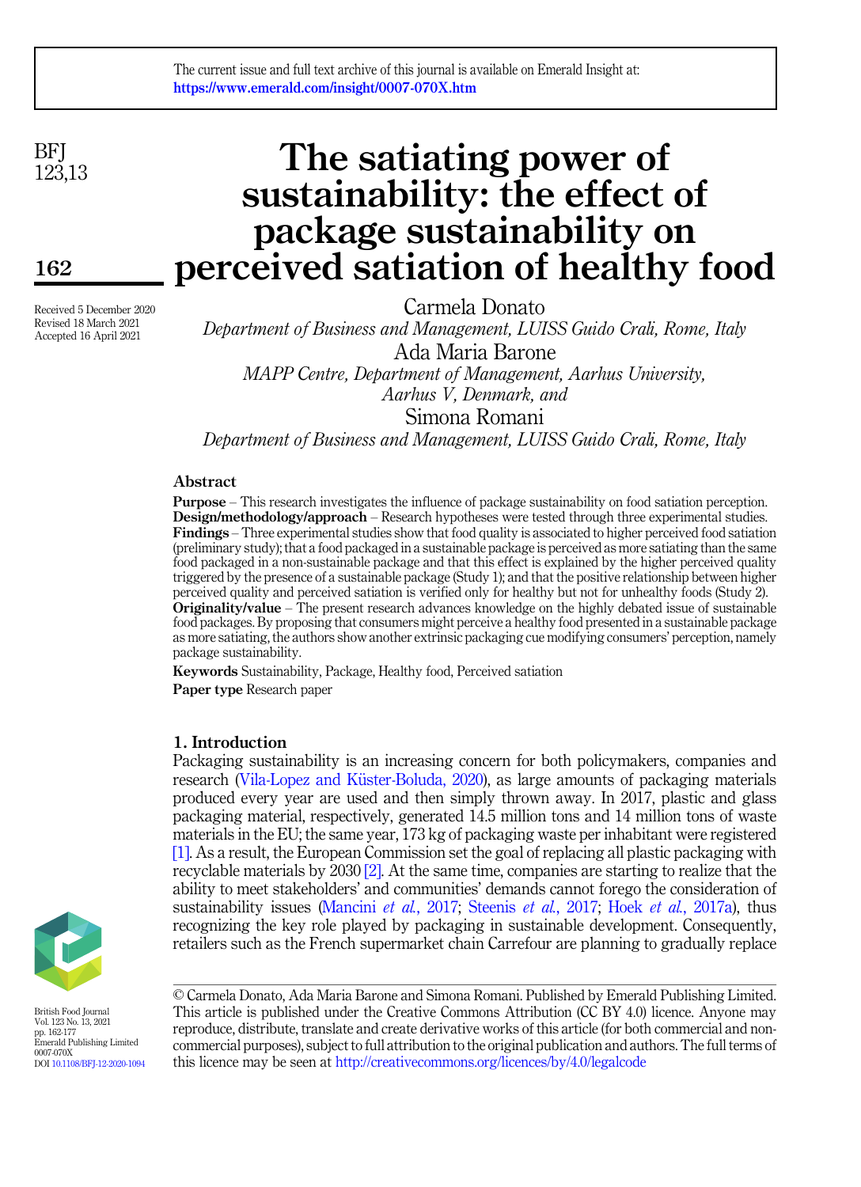The current issue and full text archive of this journal is available on Emerald Insight at: https://www.emerald.com/insight/0007-070X.htm

# The satiating power of sustainability: the effect of package sustainability on perceived satiation of healthy food

Received 5 December 2020
Revised 18 March 2021
Accepted 16 April 2021

Carmela Donato
*Department of Business and Management, LUISS Guido Carli, Rome, Italy*

Ada Maria Barone
*MAPP Centre, Department of Management, Aarhus University, Aarhus V, Denmark, and*

Simona Romani
*Department of Business and Management, LUISS Guido Carli, Rome, Italy*

## Abstract

**Purpose** – This research investigates the influence of package sustainability on food satiation perception.

**Design/methodology/approach** – Research hypotheses were tested through three experimental studies.

**Findings** – Three experimental studies show that food quality is associated to higher perceived food satiation (preliminary study); that a food packaged in a sustainable package is perceived as more satiating than the same food packaged in a non-sustainable package and that this effect is explained by the higher perceived quality triggered by the presence of a sustainable package (Study 1); and that the positive relationship between higher perceived quality and perceived satiation is verified only for healthy but not for unhealthy foods (Study 2).

**Originality/value** – The present research advances knowledge on the highly debated issue of sustainable food packages. By proposing that consumers might perceive a healthy food presented in a sustainable package as more satiating, the authors show another extrinsic packaging cue modifying consumers' perception, namely package sustainability.

**Keywords** Sustainability, Package, Healthy food, Perceived satiation

**Paper type** Research paper

## 1. Introduction

Packaging sustainability is an increasing concern for both policymakers, companies and research (Vila-Lopez and Küster-Boluda, 2020), as large amounts of packaging materials produced every year are used and then simply thrown away. In 2017, plastic and glass packaging material, respectively, generated 14.5 million tons and 14 million tons of waste materials in the EU; the same year, 173 kg of packaging waste per inhabitant were registered [1]. As a result, the European Commission set the goal of replacing all plastic packaging with recyclable materials by 2030 [2]. At the same time, companies are starting to realize that the ability to meet stakeholders' and communities' demands cannot forego the consideration of sustainability issues (Mancini *et al.*, 2017; Steenis *et al.*, 2017; Hoek *et al.*, 2017a), thus recognizing the key role played by packaging in sustainable development. Consequently, retailers such as the French supermarket chain Carrefour are planning to gradually replace

© Carmela Donato, Ada Maria Barone and Simona Romani. Published by Emerald Publishing Limited. This article is published under the Creative Commons Attribution (CC BY 4.0) licence. Anyone may reproduce, distribute, translate and create derivative works of this article (for both commercial and non-commercial purposes), subject to full attribution to the original publication and authors. The full terms of this licence may be seen at http://creativecommons.org/licences/by/4.0/legalcode

British Food Journal
Vol. 123 No. 13, 2021
pp. 162-177
Emerald Publishing Limited
0007-070X
DOI 10.1108/BFJ-12-2020-1094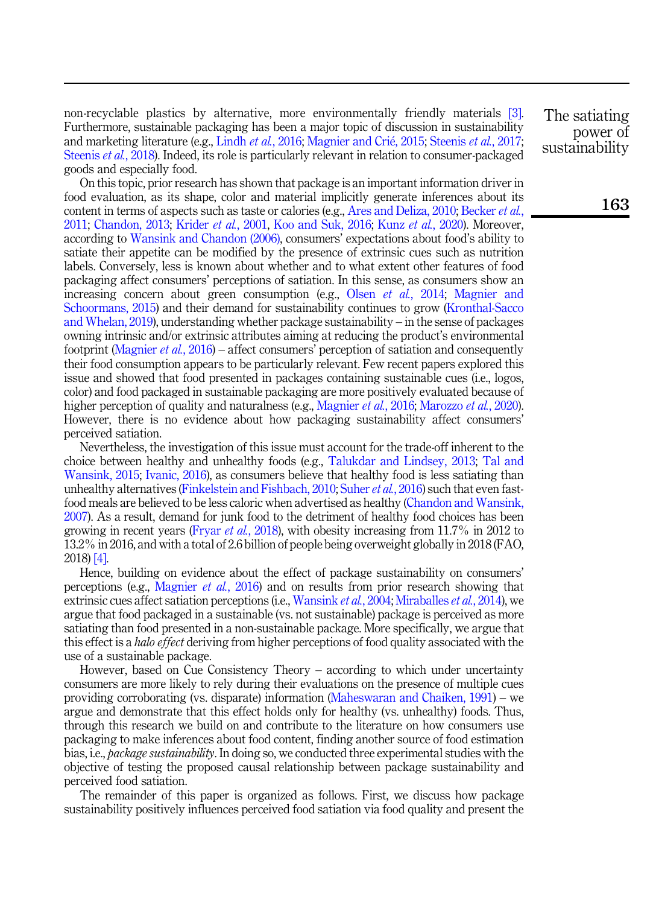non-recyclable plastics by alternative, more environmentally friendly materials [3]. Furthermore, sustainable packaging has been a major topic of discussion in sustainability and marketing literature (e.g., Lindh *et al.*, 2016; Magnier and Crié, 2015; Steenis *et al.*, 2017; Steenis *et al.*, 2018). Indeed, its role is particularly relevant in relation to consumer-packaged goods and especially food.

On this topic, prior research has shown that package is an important information driver in food evaluation, as its shape, color and material implicitly generate inferences about its content in terms of aspects such as taste or calories (e.g., Ares and Deliza, 2010; Becker *et al.*, 2011; Chandon, 2013; Krider *et al.*, 2001, Koo and Suk, 2016; Kunz *et al.*, 2020). Moreover, according to Wansink and Chandon (2006), consumers' expectations about food's ability to satiate their appetite can be modified by the presence of extrinsic cues such as nutrition labels. Conversely, less is known about whether and to what extent other features of food packaging affect consumers' perceptions of satiation. In this sense, as consumers show an increasing concern about green consumption (e.g., Olsen *et al.*, 2014; Magnier and Schoormans, 2015) and their demand for sustainability continues to grow (Kronthal-Sacco and Whelan, 2019), understanding whether package sustainability – in the sense of packages owning intrinsic and/or extrinsic attributes aiming at reducing the product's environmental footprint (Magnier *et al.*, 2016) – affect consumers' perception of satiation and consequently their food consumption appears to be particularly relevant. Few recent papers explored this issue and showed that food presented in packages containing sustainable cues (i.e., logos, color) and food packaged in sustainable packaging are more positively evaluated because of higher perception of quality and naturalness (e.g., Magnier *et al.*, 2016; Marozzo *et al.*, 2020). However, there is no evidence about how packaging sustainability affect consumers' perceived satiation.

Nevertheless, the investigation of this issue must account for the trade-off inherent to the choice between healthy and unhealthy foods (e.g., Talukdar and Lindsey, 2013; Tal and Wansink, 2015; Ivanic, 2016), as consumers believe that healthy food is less satiating than unhealthy alternatives (Finkelstein and Fishbach, 2010; Suher *et al.*, 2016) such that even fast-food meals are believed to be less caloric when advertised as healthy (Chandon and Wansink, 2007). As a result, demand for junk food to the detriment of healthy food choices has been growing in recent years (Fryar *et al.*, 2018), with obesity increasing from 11.7% in 2012 to 13.2% in 2016, and with a total of 2.6 billion of people being overweight globally in 2018 (FAO, 2018) [4].

Hence, building on evidence about the effect of package sustainability on consumers' perceptions (e.g., Magnier *et al.*, 2016) and on results from prior research showing that extrinsic cues affect satiation perceptions (i.e., Wansink *et al.*, 2004; Miraballes *et al.*, 2014), we argue that food packaged in a sustainable (vs. not sustainable) package is perceived as more satiating than food presented in a non-sustainable package. More specifically, we argue that this effect is a *halo effect* deriving from higher perceptions of food quality associated with the use of a sustainable package.

However, based on Cue Consistency Theory – according to which under uncertainty consumers are more likely to rely during their evaluations on the presence of multiple cues providing corroborating (vs. disparate) information (Maheswaran and Chaiken, 1991) – we argue and demonstrate that this effect holds only for healthy (vs. unhealthy) foods. Thus, through this research we build on and contribute to the literature on how consumers use packaging to make inferences about food content, finding another source of food estimation bias, i.e., *package sustainability*. In doing so, we conducted three experimental studies with the objective of testing the proposed causal relationship between package sustainability and perceived food satiation.

The remainder of this paper is organized as follows. First, we discuss how package sustainability positively influences perceived food satiation via food quality and present the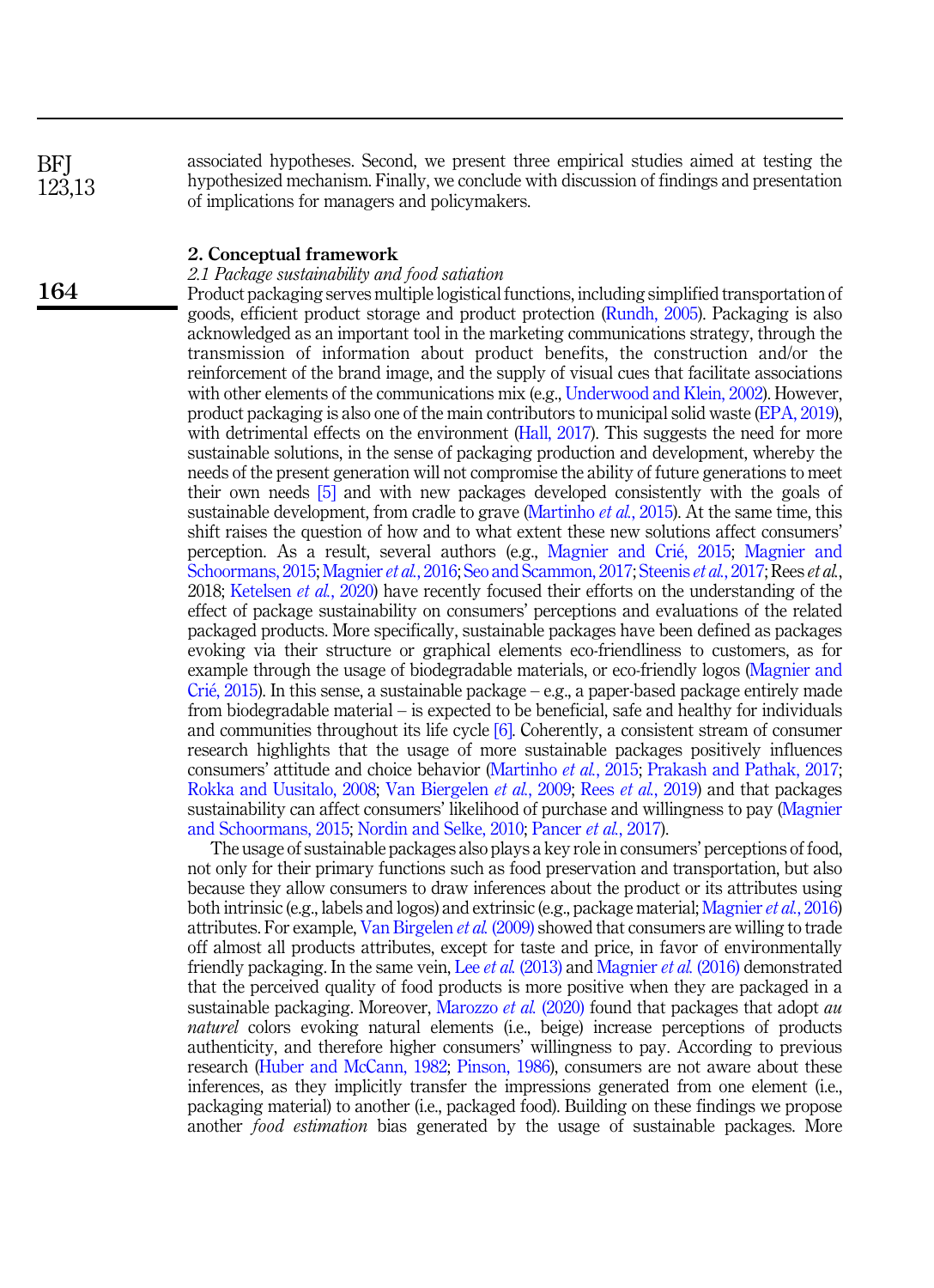associated hypotheses. Second, we present three empirical studies aimed at testing the hypothesized mechanism. Finally, we conclude with discussion of findings and presentation of implications for managers and policymakers.

## 2. Conceptual framework

### *2.1 Package sustainability and food satiation*

Product packaging serves multiple logistical functions, including simplified transportation of goods, efficient product storage and product protection (Rundh, 2005). Packaging is also acknowledged as an important tool in the marketing communications strategy, through the transmission of information about product benefits, the construction and/or the reinforcement of the brand image, and the supply of visual cues that facilitate associations with other elements of the communications mix (e.g., Underwood and Klein, 2002). However, product packaging is also one of the main contributors to municipal solid waste (EPA, 2019), with detrimental effects on the environment (Hall, 2017). This suggests the need for more sustainable solutions, in the sense of packaging production and development, whereby the needs of the present generation will not compromise the ability of future generations to meet their own needs [5] and with new packages developed consistently with the goals of sustainable development, from cradle to grave (Martinho *et al.*, 2015). At the same time, this shift raises the question of how and to what extent these new solutions affect consumers' perception. As a result, several authors (e.g., Magnier and Crié, 2015; Magnier and Schoormans, 2015; Magnier *et al.*, 2016; Seo and Scammon, 2017; Steenis *et al.*, 2017; Rees *et al.*, 2018; Ketelsen *et al.*, 2020) have recently focused their efforts on the understanding of the effect of package sustainability on consumers' perceptions and evaluations of the related packaged products. More specifically, sustainable packages have been defined as packages evoking via their structure or graphical elements eco-friendliness to customers, as for example through the usage of biodegradable materials, or eco-friendly logos (Magnier and Crié, 2015). In this sense, a sustainable package – e.g., a paper-based package entirely made from biodegradable material – is expected to be beneficial, safe and healthy for individuals and communities throughout its life cycle [6]. Coherently, a consistent stream of consumer research highlights that the usage of more sustainable packages positively influences consumers' attitude and choice behavior (Martinho *et al.*, 2015; Prakash and Pathak, 2017; Rokka and Uusitalo, 2008; Van Biergelen *et al.*, 2009; Rees *et al.*, 2019) and that packages sustainability can affect consumers' likelihood of purchase and willingness to pay (Magnier and Schoormans, 2015; Nordin and Selke, 2010; Pancer *et al.*, 2017).

The usage of sustainable packages also plays a key role in consumers' perceptions of food, not only for their primary functions such as food preservation and transportation, but also because they allow consumers to draw inferences about the product or its attributes using both intrinsic (e.g., labels and logos) and extrinsic (e.g., package material; Magnier *et al.*, 2016) attributes. For example, Van Birgelen *et al.* (2009) showed that consumers are willing to trade off almost all products attributes, except for taste and price, in favor of environmentally friendly packaging. In the same vein, Lee *et al.* (2013) and Magnier *et al.* (2016) demonstrated that the perceived quality of food products is more positive when they are packaged in a sustainable packaging. Moreover, Marozzo *et al.* (2020) found that packages that adopt *au naturel* colors evoking natural elements (i.e., beige) increase perceptions of products authenticity, and therefore higher consumers' willingness to pay. According to previous research (Huber and McCann, 1982; Pinson, 1986), consumers are not aware about these inferences, as they implicitly transfer the impressions generated from one element (i.e., packaging material) to another (i.e., packaged food). Building on these findings we propose another *food estimation* bias generated by the usage of sustainable packages. More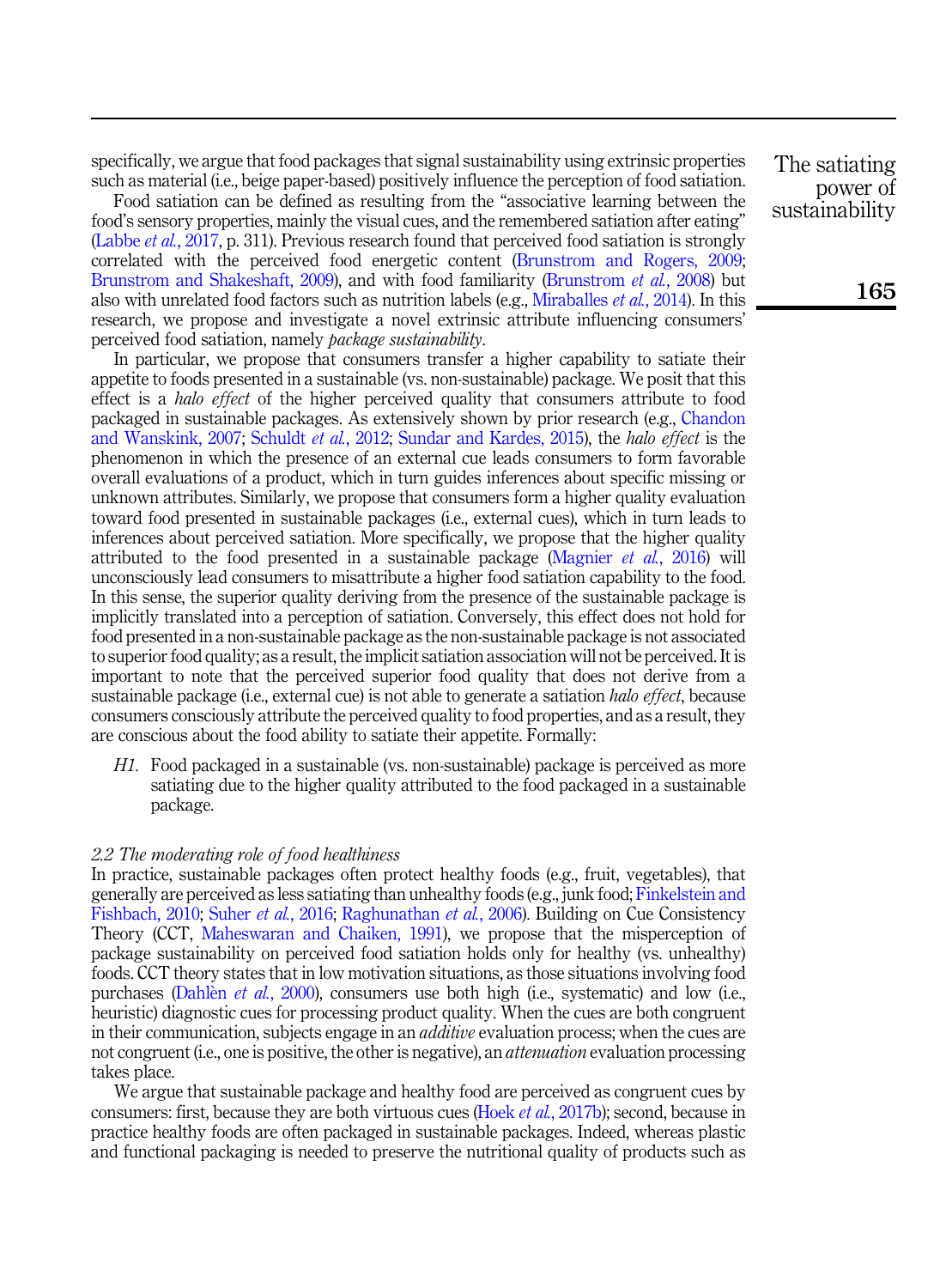specifically, we argue that food packages that signal sustainability using extrinsic properties such as material (i.e., beige paper-based) positively influence the perception of food satiation.

Food satiation can be defined as resulting from the "associative learning between the food's sensory properties, mainly the visual cues, and the remembered satiation after eating" (Labbe *et al.*, 2017, p. 311). Previous research found that perceived food satiation is strongly correlated with the perceived food energetic content (Brunstrom and Rogers, 2009; Brunstrom and Shakeshaft, 2009), and with food familiarity (Brunstrom *et al.*, 2008) but also with unrelated food factors such as nutrition labels (e.g., Miraballes *et al.*, 2014). In this research, we propose and investigate a novel extrinsic attribute influencing consumers' perceived food satiation, namely *package sustainability*.

In particular, we propose that consumers transfer a higher capability to satiate their appetite to foods presented in a sustainable (vs. non-sustainable) package. We posit that this effect is a *halo effect* of the higher perceived quality that consumers attribute to food packaged in sustainable packages. As extensively shown by prior research (e.g., Chandon and Wanskink, 2007; Schuldt *et al.*, 2012; Sundar and Kardes, 2015), the *halo effect* is the phenomenon in which the presence of an external cue leads consumers to form favorable overall evaluations of a product, which in turn guides inferences about specific missing or unknown attributes. Similarly, we propose that consumers form a higher quality evaluation toward food presented in sustainable packages (i.e., external cues), which in turn leads to inferences about perceived satiation. More specifically, we propose that the higher quality attributed to the food presented in a sustainable package (Magnier *et al.*, 2016) will unconsciously lead consumers to misattribute a higher food satiation capability to the food. In this sense, the superior quality deriving from the presence of the sustainable package is implicitly translated into a perception of satiation. Conversely, this effect does not hold for food presented in a non-sustainable package as the non-sustainable package is not associated to superior food quality; as a result, the implicit satiation association will not be perceived. It is important to note that the perceived superior food quality that does not derive from a sustainable package (i.e., external cue) is not able to generate a satiation *halo effect*, because consumers consciously attribute the perceived quality to food properties, and as a result, they are conscious about the food ability to satiate their appetite. Formally:

> *H1.* Food packaged in a sustainable (vs. non-sustainable) package is perceived as more satiating due to the higher quality attributed to the food packaged in a sustainable package.

### *2.2 The moderating role of food healthiness*

In practice, sustainable packages often protect healthy foods (e.g., fruit, vegetables), that generally are perceived as less satiating than unhealthy foods (e.g., junk food; Finkelstein and Fishbach, 2010; Suher *et al.*, 2016; Raghunathan *et al.*, 2006). Building on Cue Consistency Theory (CCT, Maheswaran and Chaiken, 1991), we propose that the misperception of package sustainability on perceived food satiation holds only for healthy (vs. unhealthy) foods. CCT theory states that in low motivation situations, as those situations involving food purchases (Dahlèn *et al.*, 2000), consumers use both high (i.e., systematic) and low (i.e., heuristic) diagnostic cues for processing product quality. When the cues are both congruent in their communication, subjects engage in an *additive* evaluation process; when the cues are not congruent (i.e., one is positive, the other is negative), an *attenuation* evaluation processing takes place.

We argue that sustainable package and healthy food are perceived as congruent cues by consumers: first, because they are both virtuous cues (Hoek *et al.*, 2017b); second, because in practice healthy foods are often packaged in sustainable packages. Indeed, whereas plastic and functional packaging is needed to preserve the nutritional quality of products such as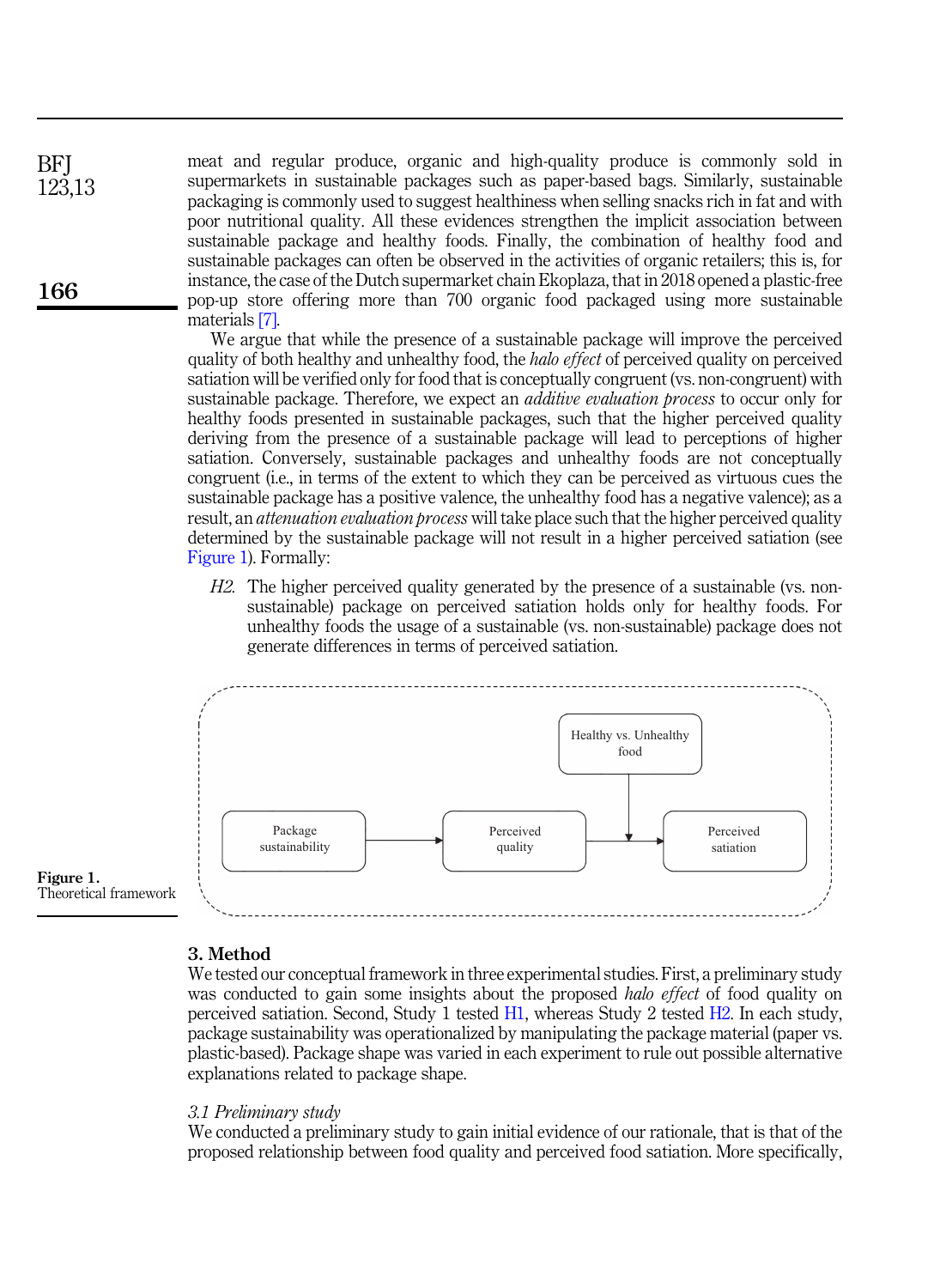meat and regular produce, organic and high-quality produce is commonly sold in supermarkets in sustainable packages such as paper-based bags. Similarly, sustainable packaging is commonly used to suggest healthiness when selling snacks rich in fat and with poor nutritional quality. All these evidences strengthen the implicit association between sustainable package and healthy foods. Finally, the combination of healthy food and sustainable packages can often be observed in the activities of organic retailers; this is, for instance, the case of the Dutch supermarket chain Ekoplaza, that in 2018 opened a plastic-free pop-up store offering more than 700 organic food packaged using more sustainable materials [7].

We argue that while the presence of a sustainable package will improve the perceived quality of both healthy and unhealthy food, the *halo effect* of perceived quality on perceived satiation will be verified only for food that is conceptually congruent (vs. non-congruent) with sustainable package. Therefore, we expect an *additive evaluation process* to occur only for healthy foods presented in sustainable packages, such that the higher perceived quality deriving from the presence of a sustainable package will lead to perceptions of higher satiation. Conversely, sustainable packages and unhealthy foods are not conceptually congruent (i.e., in terms of the extent to which they can be perceived as virtuous cues the sustainable package has a positive valence, the unhealthy food has a negative valence); as a result, an *attenuation evaluation process* will take place such that the higher perceived quality determined by the sustainable package will not result in a higher perceived satiation (see Figure 1). Formally:

*H2.* The higher perceived quality generated by the presence of a sustainable (vs. non-sustainable) package on perceived satiation holds only for healthy foods. For unhealthy foods the usage of a sustainable (vs. non-sustainable) package does not generate differences in terms of perceived satiation.

```
                                        Healthy vs. Unhealthy
                                                food
                                                 |
                                                 v
Package sustainability --> Perceived quality ------> Perceived satiation
```

**Figure 1.**
Theoretical framework

## 3. Method

We tested our conceptual framework in three experimental studies. First, a preliminary study was conducted to gain some insights about the proposed *halo effect* of food quality on perceived satiation. Second, Study 1 tested H1, whereas Study 2 tested H2. In each study, package sustainability was operationalized by manipulating the package material (paper vs. plastic-based). Package shape was varied in each experiment to rule out possible alternative explanations related to package shape.

### *3.1 Preliminary study*

We conducted a preliminary study to gain initial evidence of our rationale, that is that of the proposed relationship between food quality and perceived food satiation. More specifically,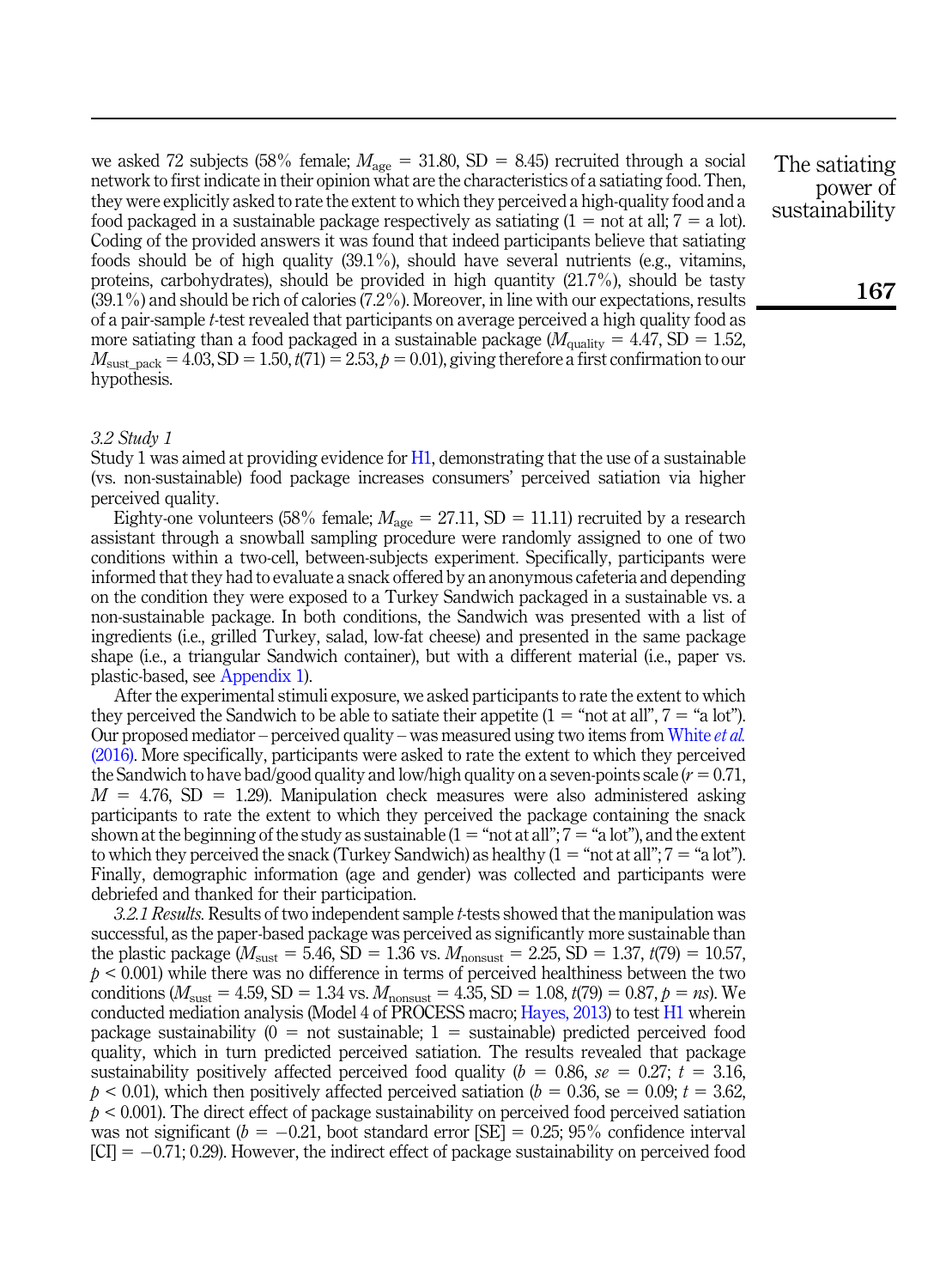we asked 72 subjects (58% female; $M_{age}$ = 31.80, SD = 8.45) recruited through a social network to first indicate in their opinion what are the characteristics of a satiating food. Then, they were explicitly asked to rate the extent to which they perceived a high-quality food and a food packaged in a sustainable package respectively as satiating (1 = not at all; 7 = a lot). Coding of the provided answers it was found that indeed participants believe that satiating foods should be of high quality (39.1%), should have several nutrients (e.g., vitamins, proteins, carbohydrates), should be provided in high quantity (21.7%), should be tasty (39.1%) and should be rich of calories (7.2%). Moreover, in line with our expectations, results of a pair-sample *t*-test revealed that participants on average perceived a high quality food as more satiating than a food packaged in a sustainable package ($M_{quality}$ = 4.47, SD = 1.52, $M_{sust\_pack}$ = 4.03, SD = 1.50, $t(71) = 2.53$, $p = 0.01$), giving therefore a first confirmation to our hypothesis.

### 3.2 Study 1

Study 1 was aimed at providing evidence for H1, demonstrating that the use of a sustainable (vs. non-sustainable) food package increases consumers' perceived satiation via higher perceived quality.

Eighty-one volunteers (58% female; $M_{age}$ = 27.11, SD = 11.11) recruited by a research assistant through a snowball sampling procedure were randomly assigned to one of two conditions within a two-cell, between-subjects experiment. Specifically, participants were informed that they had to evaluate a snack offered by an anonymous cafeteria and depending on the condition they were exposed to a Turkey Sandwich packaged in a sustainable vs. a non-sustainable package. In both conditions, the Sandwich was presented with a list of ingredients (i.e., grilled Turkey, salad, low-fat cheese) and presented in the same package shape (i.e., a triangular Sandwich container), but with a different material (i.e., paper vs. plastic-based, see Appendix 1).

After the experimental stimuli exposure, we asked participants to rate the extent to which they perceived the Sandwich to be able to satiate their appetite (1 = "not at all", 7 = "a lot"). Our proposed mediator – perceived quality – was measured using two items from White *et al.* (2016). More specifically, participants were asked to rate the extent to which they perceived the Sandwich to have bad/good quality and low/high quality on a seven-points scale ($r = 0.71$, $M = 4.76$, SD = 1.29). Manipulation check measures were also administered asking participants to rate the extent to which they perceived the package containing the snack shown at the beginning of the study as sustainable (1 = "not at all"; 7 = "a lot"), and the extent to which they perceived the snack (Turkey Sandwich) as healthy (1 = "not at all"; 7 = "a lot"). Finally, demographic information (age and gender) was collected and participants were debriefed and thanked for their participation.

*3.2.1 Results.* Results of two independent sample *t*-tests showed that the manipulation was successful, as the paper-based package was perceived as significantly more sustainable than the plastic package ($M_{sust}$ = 5.46, SD = 1.36 vs. $M_{nonsust}$ = 2.25, SD = 1.37, $t(79) = 10.57$, $p < 0.001$) while there was no difference in terms of perceived healthiness between the two conditions ($M_{sust}$ = 4.59, SD = 1.34 vs. $M_{nonsust}$ = 4.35, SD = 1.08, $t(79) = 0.87$, $p = ns$). We conducted mediation analysis (Model 4 of PROCESS macro; Hayes, 2013) to test H1 wherein package sustainability (0 = not sustainable; 1 = sustainable) predicted perceived food quality, which in turn predicted perceived satiation. The results revealed that package sustainability positively affected perceived food quality ($b = 0.86$, *se* = 0.27; $t = 3.16$, $p < 0.01$), which then positively affected perceived satiation ($b = 0.36$, se = 0.09; $t = 3.62$, $p < 0.001$). The direct effect of package sustainability on perceived food perceived satiation was not significant ($b = -0.21$, boot standard error [SE] = 0.25; 95% confidence interval [CI] = −0.71; 0.29). However, the indirect effect of package sustainability on perceived food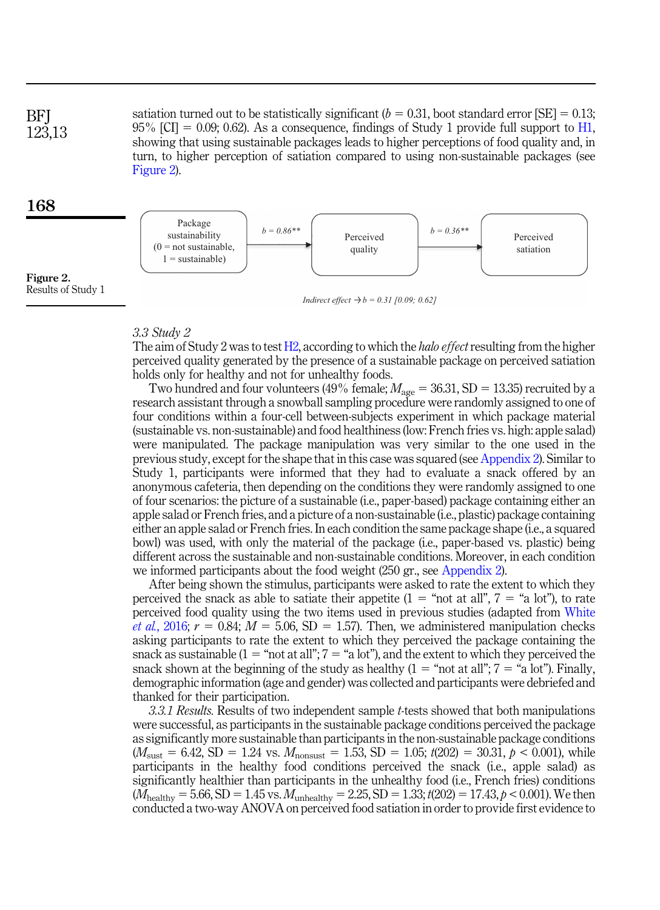satiation turned out to be statistically significant ($b = 0.31$, boot standard error [SE] = 0.13; 95% [CI] = 0.09; 0.62). As a consequence, findings of Study 1 provide full support to H1, showing that using sustainable packages leads to higher perceptions of food quality and, in turn, to higher perception of satiation compared to using non-sustainable packages (see Figure 2).

Package sustainability (0 = not sustainable, 1 = sustainable) → $b = 0.86$** → Perceived quality → $b = 0.36$** → Perceived satiation

*Indirect effect* → $b = 0.31$ [0.09; 0.62]

**Figure 2.**
Results of Study 1

### 3.3 Study 2

The aim of Study 2 was to test H2, according to which the *halo effect* resulting from the higher perceived quality generated by the presence of a sustainable package on perceived satiation holds only for healthy and not for unhealthy foods.

Two hundred and four volunteers (49% female; $M_{age} = 36.31$, SD = 13.35) recruited by a research assistant through a snowball sampling procedure were randomly assigned to one of four conditions within a four-cell between-subjects experiment in which package material (sustainable vs. non-sustainable) and food healthiness (low: French fries vs. high: apple salad) were manipulated. The package manipulation was very similar to the one used in the previous study, except for the shape that in this case was squared (see Appendix 2). Similar to Study 1, participants were informed that they had to evaluate a snack offered by an anonymous cafeteria, then depending on the conditions they were randomly assigned to one of four scenarios: the picture of a sustainable (i.e., paper-based) package containing either an apple salad or French fries, and a picture of a non-sustainable (i.e., plastic) package containing either an apple salad or French fries. In each condition the same package shape (i.e., a squared bowl) was used, with only the material of the package (i.e., paper-based vs. plastic) being different across the sustainable and non-sustainable conditions. Moreover, in each condition we informed participants about the food weight (250 gr., see Appendix 2).

After being shown the stimulus, participants were asked to rate the extent to which they perceived the snack as able to satiate their appetite (1 = "not at all", 7 = "a lot"), to rate perceived food quality using the two items used in previous studies (adapted from White *et al.*, 2016; $r = 0.84$; $M = 5.06$, SD = 1.57). Then, we administered manipulation checks asking participants to rate the extent to which they perceived the package containing the snack as sustainable (1 = "not at all"; 7 = "a lot"), and the extent to which they perceived the snack shown at the beginning of the study as healthy (1 = "not at all"; 7 = "a lot"). Finally, demographic information (age and gender) was collected and participants were debriefed and thanked for their participation.

*3.3.1 Results.* Results of two independent sample *t*-tests showed that both manipulations were successful, as participants in the sustainable package conditions perceived the package as significantly more sustainable than participants in the non-sustainable package conditions ($M_{sust} = 6.42$, SD = 1.24 vs. $M_{nonsust} = 1.53$, SD = 1.05; $t(202) = 30.31$, $p < 0.001$), while participants in the healthy food conditions perceived the snack (i.e., apple salad) as significantly healthier than participants in the unhealthy food (i.e., French fries) conditions ($M_{healthy} = 5.66$, SD = 1.45 vs. $M_{unhealthy} = 2.25$, SD = 1.33; $t(202) = 17.43$, $p < 0.001$). We then conducted a two-way ANOVA on perceived food satiation in order to provide first evidence to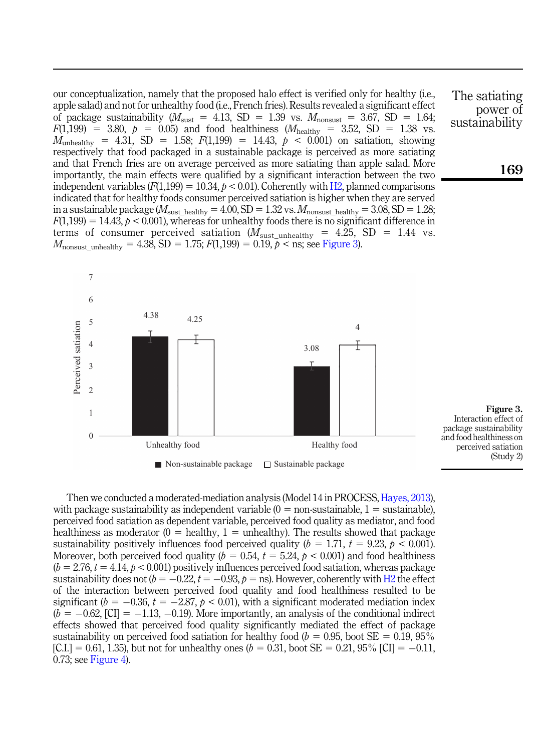our conceptualization, namely that the proposed halo effect is verified only for healthy (i.e., apple salad) and not for unhealthy food (i.e., French fries). Results revealed a significant effect of package sustainability ($M_{sust}$ = 4.13, SD = 1.39 vs. $M_{nonsust}$ = 3.67, SD = 1.64; $F(1,199)$ = 3.80, $p$ = 0.05) and food healthiness ($M_{healthy}$ = 3.52, SD = 1.38 vs. $M_{unhealthy}$ = 4.31, SD = 1.58; $F(1,199)$ = 14.43, $p$ < 0.001) on satiation, showing respectively that food packaged in a sustainable package is perceived as more satiating and that French fries are on average perceived as more satiating than apple salad. More importantly, the main effects were qualified by a significant interaction between the two independent variables ($F(1,199)$ = 10.34, $p$ < 0.01). Coherently with H2, planned comparisons indicated that for healthy foods consumer perceived satiation is higher when they are served in a sustainable package ($M_{sust\_healthy}$ = 4.00, SD = 1.32 vs. $M_{nonsust\_healthy}$ = 3.08, SD = 1.28; $F(1,199)$ = 14.43, $p$ < 0.001), whereas for unhealthy foods there is no significant difference in terms of consumer perceived satiation ($M_{sust\_unhealthy}$ = 4.25, SD = 1.44 vs. $M_{nonsust\_unhealthy}$ = 4.38, SD = 1.75; $F(1,199)$ = 0.19, $p$ < ns; see Figure 3).

**Figure 3.** Interaction effect of package sustainability and food healthiness on perceived satiation (Study 2)

Then we conducted a moderated-mediation analysis (Model 14 in PROCESS, Hayes, 2013), with package sustainability as independent variable (0 = non-sustainable, 1 = sustainable), perceived food satiation as dependent variable, perceived food quality as mediator, and food healthiness as moderator (0 = healthy, 1 = unhealthy). The results showed that package sustainability positively influences food perceived quality ($b$ = 1.71, $t$ = 9.23, $p$ < 0.001). Moreover, both perceived food quality ($b$ = 0.54, $t$ = 5.24, $p$ < 0.001) and food healthiness ($b$ = 2.76, $t$ = 4.14, $p$ < 0.001) positively influences perceived food satiation, whereas package sustainability does not ($b$ = −0.22, $t$ = −0.93, $p$ = ns). However, coherently with H2 the effect of the interaction between perceived food quality and food healthiness resulted to be significant ($b$ = −0.36, $t$ = −2.87, $p$ < 0.01), with a significant moderated mediation index ($b$ = −0.62, [CI] = −1.13, −0.19). More importantly, an analysis of the conditional indirect effects showed that perceived food quality significantly mediated the effect of package sustainability on perceived food satiation for healthy food ($b$ = 0.95, boot SE = 0.19, 95% [C.I.] = 0.61, 1.35), but not for unhealthy ones ($b$ = 0.31, boot SE = 0.21, 95% [CI] = −0.11, 0.73; see Figure 4).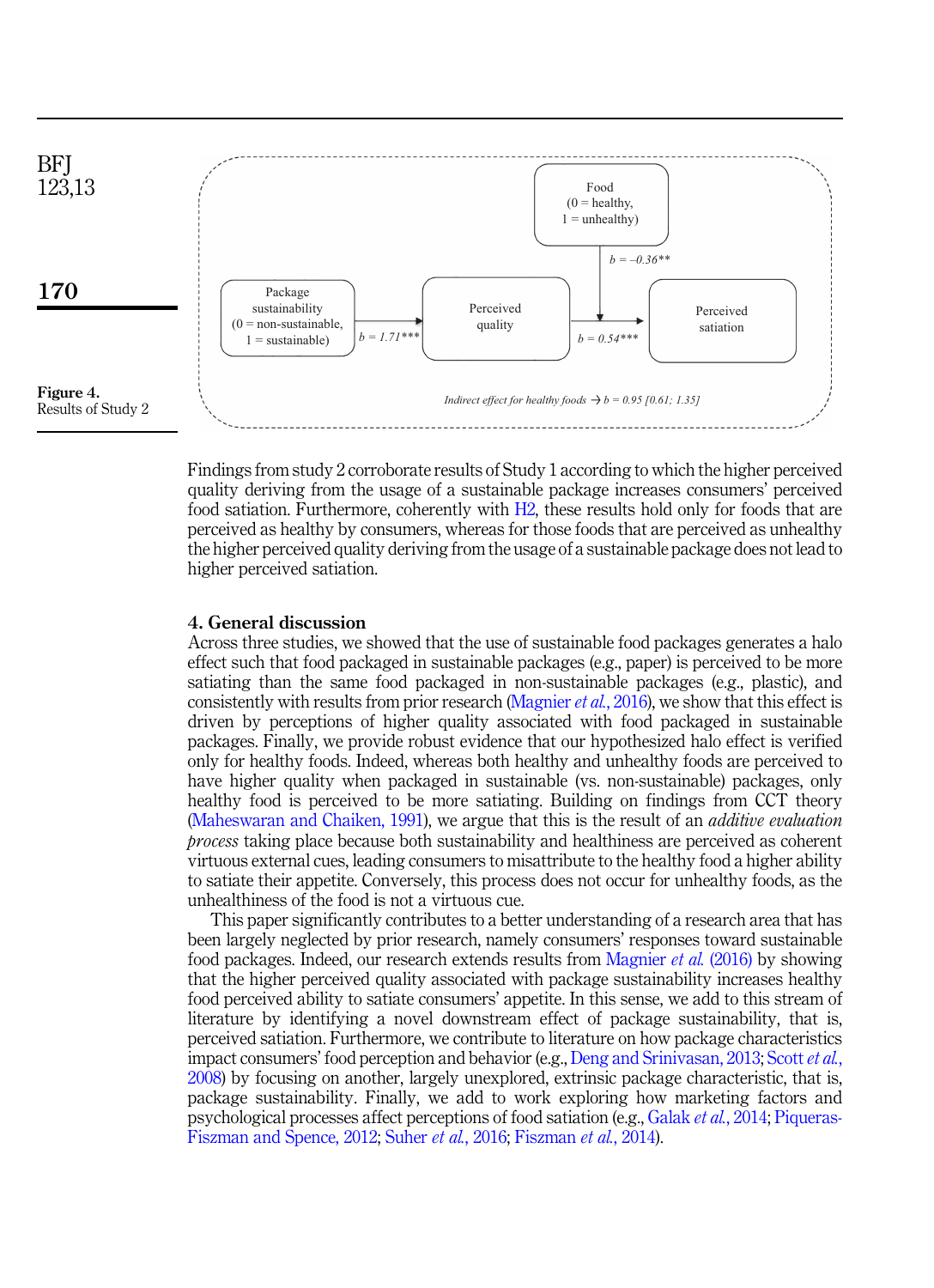Package sustainability (0 = non-sustainable, 1 = sustainable) → $b = 1.71^{***}$ → Perceived quality → $b = 0.54^{***}$ → Perceived satiation

Food (0 = healthy, 1 = unhealthy) → $b = -0.36^{**}$ (moderating the path from perceived quality to perceived satiation)

*Indirect effect for healthy foods → b = 0.95 [0.61; 1.35]*

**Figure 4.**
Results of Study 2

Findings from study 2 corroborate results of Study 1 according to which the higher perceived quality deriving from the usage of a sustainable package increases consumers' perceived food satiation. Furthermore, coherently with H2, these results hold only for foods that are perceived as healthy by consumers, whereas for those foods that are perceived as unhealthy the higher perceived quality deriving from the usage of a sustainable package does not lead to higher perceived satiation.

## 4. General discussion

Across three studies, we showed that the use of sustainable food packages generates a halo effect such that food packaged in sustainable packages (e.g., paper) is perceived to be more satiating than the same food packaged in non-sustainable packages (e.g., plastic), and consistently with results from prior research (Magnier *et al.*, 2016), we show that this effect is driven by perceptions of higher quality associated with food packaged in sustainable packages. Finally, we provide robust evidence that our hypothesized halo effect is verified only for healthy foods. Indeed, whereas both healthy and unhealthy foods are perceived to have higher quality when packaged in sustainable (vs. non-sustainable) packages, only healthy food is perceived to be more satiating. Building on findings from CCT theory (Maheswaran and Chaiken, 1991), we argue that this is the result of an *additive evaluation process* taking place because both sustainability and healthiness are perceived as coherent virtuous external cues, leading consumers to misattribute to the healthy food a higher ability to satiate their appetite. Conversely, this process does not occur for unhealthy foods, as the unhealthiness of the food is not a virtuous cue.

This paper significantly contributes to a better understanding of a research area that has been largely neglected by prior research, namely consumers' responses toward sustainable food packages. Indeed, our research extends results from Magnier *et al.* (2016) by showing that the higher perceived quality associated with package sustainability increases healthy food perceived ability to satiate consumers' appetite. In this sense, we add to this stream of literature by identifying a novel downstream effect of package sustainability, that is, perceived satiation. Furthermore, we contribute to literature on how package characteristics impact consumers' food perception and behavior (e.g., Deng and Srinivasan, 2013; Scott *et al.*, 2008) by focusing on another, largely unexplored, extrinsic package characteristic, that is, package sustainability. Finally, we add to work exploring how marketing factors and psychological processes affect perceptions of food satiation (e.g., Galak *et al.*, 2014; Piqueras-Fiszman and Spence, 2012; Suher *et al.*, 2016; Fiszman *et al.*, 2014).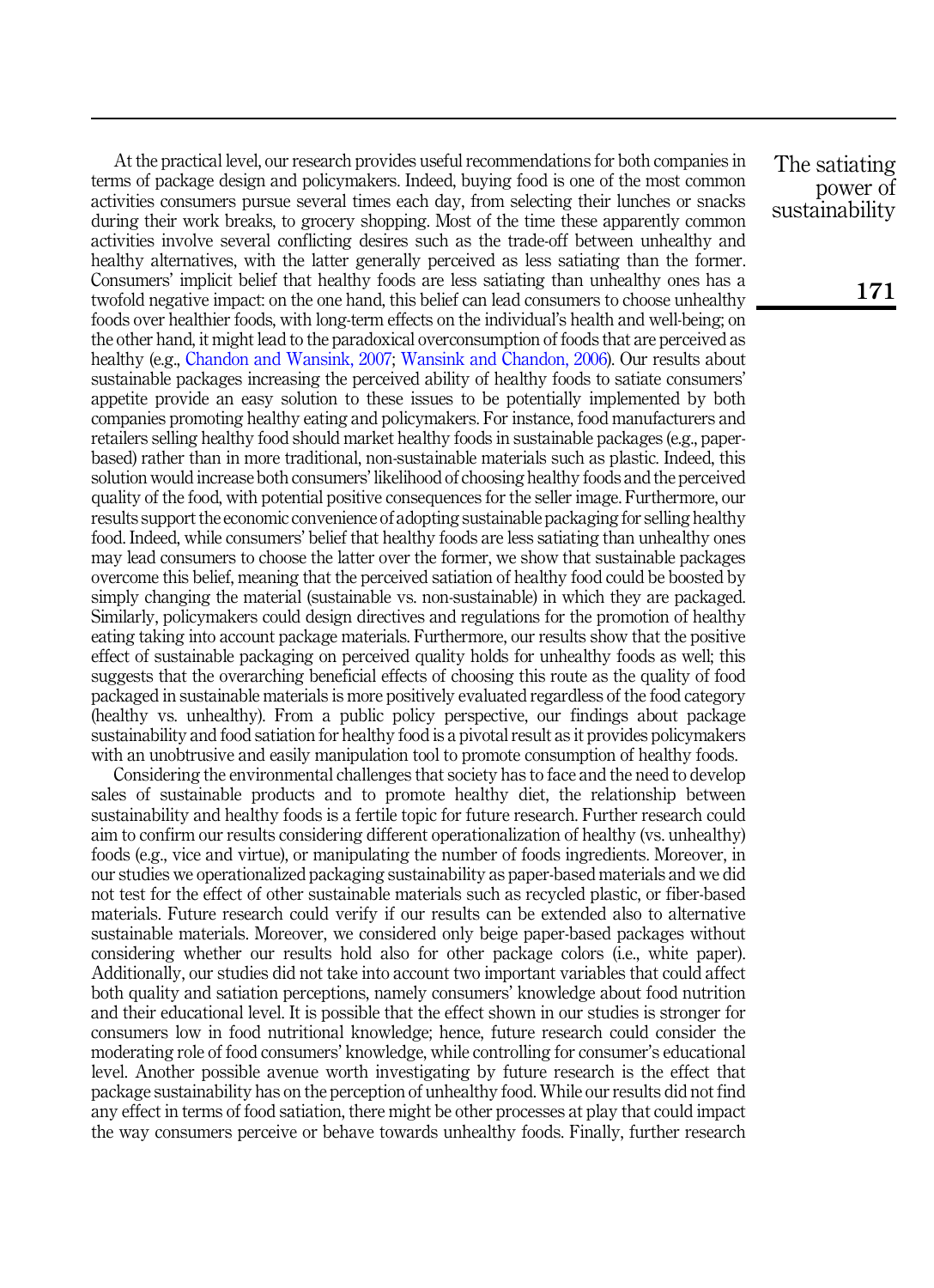At the practical level, our research provides useful recommendations for both companies in terms of package design and policymakers. Indeed, buying food is one of the most common activities consumers pursue several times each day, from selecting their lunches or snacks during their work breaks, to grocery shopping. Most of the time these apparently common activities involve several conflicting desires such as the trade-off between unhealthy and healthy alternatives, with the latter generally perceived as less satiating than the former. Consumers' implicit belief that healthy foods are less satiating than unhealthy ones has a twofold negative impact: on the one hand, this belief can lead consumers to choose unhealthy foods over healthier foods, with long-term effects on the individual's health and well-being; on the other hand, it might lead to the paradoxical overconsumption of foods that are perceived as healthy (e.g., Chandon and Wansink, 2007; Wansink and Chandon, 2006). Our results about sustainable packages increasing the perceived ability of healthy foods to satiate consumers' appetite provide an easy solution to these issues to be potentially implemented by both companies promoting healthy eating and policymakers. For instance, food manufacturers and retailers selling healthy food should market healthy foods in sustainable packages (e.g., paper-based) rather than in more traditional, non-sustainable materials such as plastic. Indeed, this solution would increase both consumers' likelihood of choosing healthy foods and the perceived quality of the food, with potential positive consequences for the seller image. Furthermore, our results support the economic convenience of adopting sustainable packaging for selling healthy food. Indeed, while consumers' belief that healthy foods are less satiating than unhealthy ones may lead consumers to choose the latter over the former, we show that sustainable packages overcome this belief, meaning that the perceived satiation of healthy food could be boosted by simply changing the material (sustainable vs. non-sustainable) in which they are packaged. Similarly, policymakers could design directives and regulations for the promotion of healthy eating taking into account package materials. Furthermore, our results show that the positive effect of sustainable packaging on perceived quality holds for unhealthy foods as well; this suggests that the overarching beneficial effects of choosing this route as the quality of food packaged in sustainable materials is more positively evaluated regardless of the food category (healthy vs. unhealthy). From a public policy perspective, our findings about package sustainability and food satiation for healthy food is a pivotal result as it provides policymakers with an unobtrusive and easily manipulation tool to promote consumption of healthy foods.

Considering the environmental challenges that society has to face and the need to develop sales of sustainable products and to promote healthy diet, the relationship between sustainability and healthy foods is a fertile topic for future research. Further research could aim to confirm our results considering different operationalization of healthy (vs. unhealthy) foods (e.g., vice and virtue), or manipulating the number of foods ingredients. Moreover, in our studies we operationalized packaging sustainability as paper-based materials and we did not test for the effect of other sustainable materials such as recycled plastic, or fiber-based materials. Future research could verify if our results can be extended also to alternative sustainable materials. Moreover, we considered only beige paper-based packages without considering whether our results hold also for other package colors (i.e., white paper). Additionally, our studies did not take into account two important variables that could affect both quality and satiation perceptions, namely consumers' knowledge about food nutrition and their educational level. It is possible that the effect shown in our studies is stronger for consumers low in food nutritional knowledge; hence, future research could consider the moderating role of food consumers' knowledge, while controlling for consumer's educational level. Another possible avenue worth investigating by future research is the effect that package sustainability has on the perception of unhealthy food. While our results did not find any effect in terms of food satiation, there might be other processes at play that could impact the way consumers perceive or behave towards unhealthy foods. Finally, further research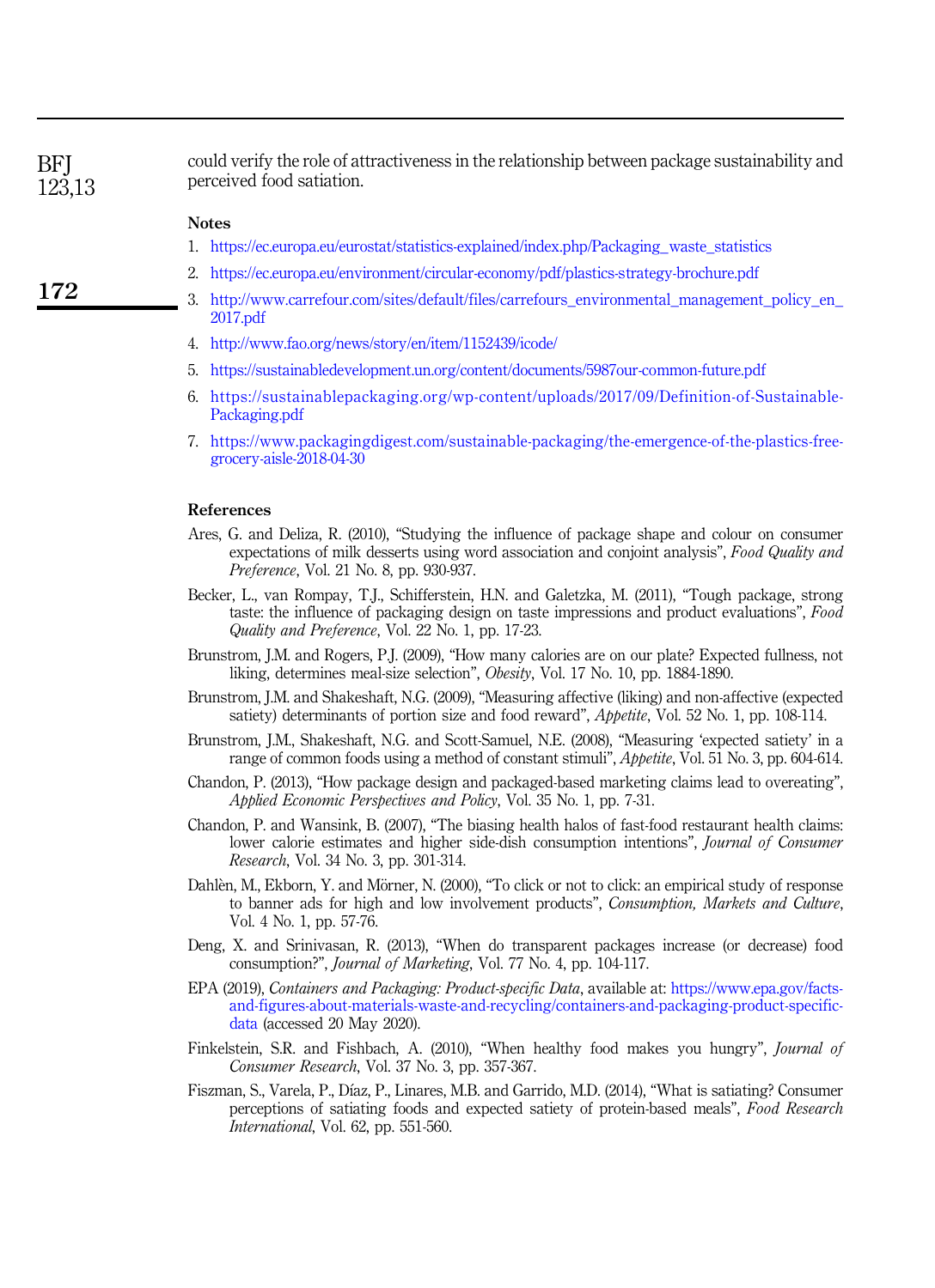could verify the role of attractiveness in the relationship between package sustainability and perceived food satiation.

## Notes

1. https://ec.europa.eu/eurostat/statistics-explained/index.php/Packaging_waste_statistics
2. https://ec.europa.eu/environment/circular-economy/pdf/plastics-strategy-brochure.pdf
3. http://www.carrefour.com/sites/default/files/carrefours_environmental_management_policy_en_2017.pdf
4. http://www.fao.org/news/story/en/item/1152439/icode/
5. https://sustainabledevelopment.un.org/content/documents/5987our-common-future.pdf
6. https://sustainablepackaging.org/wp-content/uploads/2017/09/Definition-of-Sustainable-Packaging.pdf
7. https://www.packagingdigest.com/sustainable-packaging/the-emergence-of-the-plastics-free-grocery-aisle-2018-04-30

## References

Ares, G. and Deliza, R. (2010), "Studying the influence of package shape and colour on consumer expectations of milk desserts using word association and conjoint analysis", *Food Quality and Preference*, Vol. 21 No. 8, pp. 930-937.

Becker, L., van Rompay, T.J., Schifferstein, H.N. and Galetzka, M. (2011), "Tough package, strong taste: the influence of packaging design on taste impressions and product evaluations", *Food Quality and Preference*, Vol. 22 No. 1, pp. 17-23.

Brunstrom, J.M. and Rogers, P.J. (2009), "How many calories are on our plate? Expected fullness, not liking, determines meal-size selection", *Obesity*, Vol. 17 No. 10, pp. 1884-1890.

Brunstrom, J.M. and Shakeshaft, N.G. (2009), "Measuring affective (liking) and non-affective (expected satiety) determinants of portion size and food reward", *Appetite*, Vol. 52 No. 1, pp. 108-114.

Brunstrom, J.M., Shakeshaft, N.G. and Scott-Samuel, N.E. (2008), "Measuring 'expected satiety' in a range of common foods using a method of constant stimuli", *Appetite*, Vol. 51 No. 3, pp. 604-614.

Chandon, P. (2013), "How package design and packaged-based marketing claims lead to overeating", *Applied Economic Perspectives and Policy*, Vol. 35 No. 1, pp. 7-31.

Chandon, P. and Wansink, B. (2007), "The biasing health halos of fast-food restaurant health claims: lower calorie estimates and higher side-dish consumption intentions", *Journal of Consumer Research*, Vol. 34 No. 3, pp. 301-314.

Dahlèn, M., Ekborn, Y. and Mörner, N. (2000), "To click or not to click: an empirical study of response to banner ads for high and low involvement products", *Consumption, Markets and Culture*, Vol. 4 No. 1, pp. 57-76.

Deng, X. and Srinivasan, R. (2013), "When do transparent packages increase (or decrease) food consumption?", *Journal of Marketing*, Vol. 77 No. 4, pp. 104-117.

EPA (2019), *Containers and Packaging: Product-specific Data*, available at: https://www.epa.gov/facts-and-figures-about-materials-waste-and-recycling/containers-and-packaging-product-specific-data (accessed 20 May 2020).

Finkelstein, S.R. and Fishbach, A. (2010), "When healthy food makes you hungry", *Journal of Consumer Research*, Vol. 37 No. 3, pp. 357-367.

Fiszman, S., Varela, P., Díaz, P., Linares, M.B. and Garrido, M.D. (2014), "What is satiating? Consumer perceptions of satiating foods and expected satiety of protein-based meals", *Food Research International*, Vol. 62, pp. 551-560.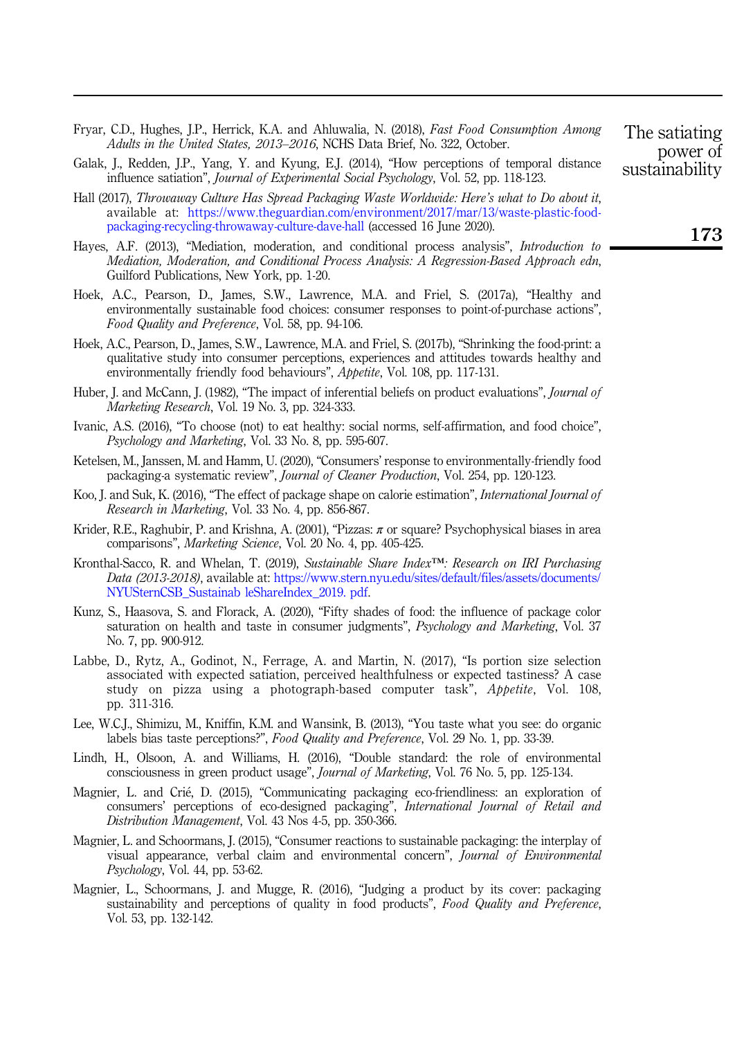Fryar, C.D., Hughes, J.P., Herrick, K.A. and Ahluwalia, N. (2018), *Fast Food Consumption Among Adults in the United States, 2013–2016*, NCHS Data Brief, No. 322, October.

Galak, J., Redden, J.P., Yang, Y. and Kyung, E.J. (2014), "How perceptions of temporal distance influence satiation", *Journal of Experimental Social Psychology*, Vol. 52, pp. 118-123.

Hall (2017), *Throwaway Culture Has Spread Packaging Waste Worldwide: Here's what to Do about it*, available at: https://www.theguardian.com/environment/2017/mar/13/waste-plastic-food-packaging-recycling-throwaway-culture-dave-hall (accessed 16 June 2020).

Hayes, A.F. (2013), "Mediation, moderation, and conditional process analysis", *Introduction to Mediation, Moderation, and Conditional Process Analysis: A Regression-Based Approach edn*, Guilford Publications, New York, pp. 1-20.

Hoek, A.C., Pearson, D., James, S.W., Lawrence, M.A. and Friel, S. (2017a), "Healthy and environmentally sustainable food choices: consumer responses to point-of-purchase actions", *Food Quality and Preference*, Vol. 58, pp. 94-106.

Hoek, A.C., Pearson, D., James, S.W., Lawrence, M.A. and Friel, S. (2017b), "Shrinking the food-print: a qualitative study into consumer perceptions, experiences and attitudes towards healthy and environmentally friendly food behaviours", *Appetite*, Vol. 108, pp. 117-131.

Huber, J. and McCann, J. (1982), "The impact of inferential beliefs on product evaluations", *Journal of Marketing Research*, Vol. 19 No. 3, pp. 324-333.

Ivanic, A.S. (2016), "To choose (not) to eat healthy: social norms, self-affirmation, and food choice", *Psychology and Marketing*, Vol. 33 No. 8, pp. 595-607.

Ketelsen, M., Janssen, M. and Hamm, U. (2020), "Consumers' response to environmentally-friendly food packaging-a systematic review", *Journal of Cleaner Production*, Vol. 254, pp. 120-123.

Koo, J. and Suk, K. (2016), "The effect of package shape on calorie estimation", *International Journal of Research in Marketing*, Vol. 33 No. 4, pp. 856-867.

Krider, R.E., Raghubir, P. and Krishna, A. (2001), "Pizzas: $\pi$ or square? Psychophysical biases in area comparisons", *Marketing Science*, Vol. 20 No. 4, pp. 405-425.

Kronthal-Sacco, R. and Whelan, T. (2019), *Sustainable Share Index™: Research on IRI Purchasing Data (2013-2018)*, available at: https://www.stern.nyu.edu/sites/default/files/assets/documents/NYUSternCSB_Sustainab leShareIndex_2019. pdf.

Kunz, S., Haasova, S. and Florack, A. (2020), "Fifty shades of food: the influence of package color saturation on health and taste in consumer judgments", *Psychology and Marketing*, Vol. 37 No. 7, pp. 900-912.

Labbe, D., Rytz, A., Godinot, N., Ferrage, A. and Martin, N. (2017), "Is portion size selection associated with expected satiation, perceived healthfulness or expected tastiness? A case study on pizza using a photograph-based computer task", *Appetite*, Vol. 108, pp. 311-316.

Lee, W.C.J., Shimizu, M., Kniffin, K.M. and Wansink, B. (2013), "You taste what you see: do organic labels bias taste perceptions?", *Food Quality and Preference*, Vol. 29 No. 1, pp. 33-39.

Lindh, H., Olsoon, A. and Williams, H. (2016), "Double standard: the role of environmental consciousness in green product usage", *Journal of Marketing*, Vol. 76 No. 5, pp. 125-134.

Magnier, L. and Crié, D. (2015), "Communicating packaging eco-friendliness: an exploration of consumers' perceptions of eco-designed packaging", *International Journal of Retail and Distribution Management*, Vol. 43 Nos 4-5, pp. 350-366.

Magnier, L. and Schoormans, J. (2015), "Consumer reactions to sustainable packaging: the interplay of visual appearance, verbal claim and environmental concern", *Journal of Environmental Psychology*, Vol. 44, pp. 53-62.

Magnier, L., Schoormans, J. and Mugge, R. (2016), "Judging a product by its cover: packaging sustainability and perceptions of quality in food products", *Food Quality and Preference*, Vol. 53, pp. 132-142.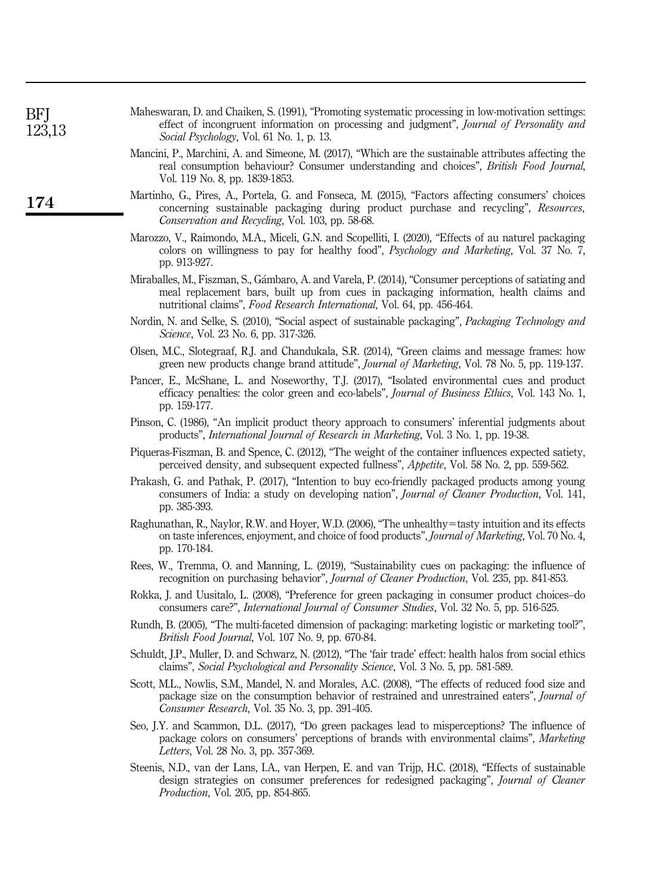Maheswaran, D. and Chaiken, S. (1991), "Promoting systematic processing in low-motivation settings: effect of incongruent information on processing and judgment", *Journal of Personality and Social Psychology*, Vol. 61 No. 1, p. 13.

Mancini, P., Marchini, A. and Simeone, M. (2017), "Which are the sustainable attributes affecting the real consumption behaviour? Consumer understanding and choices", *British Food Journal*, Vol. 119 No. 8, pp. 1839-1853.

Martinho, G., Pires, A., Portela, G. and Fonseca, M. (2015), "Factors affecting consumers' choices concerning sustainable packaging during product purchase and recycling", *Resources, Conservation and Recycling*, Vol. 103, pp. 58-68.

Marozzo, V., Raimondo, M.A., Miceli, G.N. and Scopelliti, I. (2020), "Effects of au naturel packaging colors on willingness to pay for healthy food", *Psychology and Marketing*, Vol. 37 No. 7, pp. 913-927.

Miraballes, M., Fiszman, S., Gámbaro, A. and Varela, P. (2014), "Consumer perceptions of satiating and meal replacement bars, built up from cues in packaging information, health claims and nutritional claims", *Food Research International*, Vol. 64, pp. 456-464.

Nordin, N. and Selke, S. (2010), "Social aspect of sustainable packaging", *Packaging Technology and Science*, Vol. 23 No. 6, pp. 317-326.

Olsen, M.C., Slotegraaf, R.J. and Chandukala, S.R. (2014), "Green claims and message frames: how green new products change brand attitude", *Journal of Marketing*, Vol. 78 No. 5, pp. 119-137.

Pancer, E., McShane, L. and Noseworthy, T.J. (2017), "Isolated environmental cues and product efficacy penalties: the color green and eco-labels", *Journal of Business Ethics*, Vol. 143 No. 1, pp. 159-177.

Pinson, C. (1986), "An implicit product theory approach to consumers' inferential judgments about products", *International Journal of Research in Marketing*, Vol. 3 No. 1, pp. 19-38.

Piqueras-Fiszman, B. and Spence, C. (2012), "The weight of the container influences expected satiety, perceived density, and subsequent expected fullness", *Appetite*, Vol. 58 No. 2, pp. 559-562.

Prakash, G. and Pathak, P. (2017), "Intention to buy eco-friendly packaged products among young consumers of India: a study on developing nation", *Journal of Cleaner Production*, Vol. 141, pp. 385-393.

Raghunathan, R., Naylor, R.W. and Hoyer, W.D. (2006), "The unhealthy=tasty intuition and its effects on taste inferences, enjoyment, and choice of food products", *Journal of Marketing*, Vol. 70 No. 4, pp. 170-184.

Rees, W., Tremma, O. and Manning, L. (2019), "Sustainability cues on packaging: the influence of recognition on purchasing behavior", *Journal of Cleaner Production*, Vol. 235, pp. 841-853.

Rokka, J. and Uusitalo, L. (2008), "Preference for green packaging in consumer product choices–do consumers care?", *International Journal of Consumer Studies*, Vol. 32 No. 5, pp. 516-525.

Rundh, B. (2005), "The multi-faceted dimension of packaging: marketing logistic or marketing tool?", *British Food Journal*, Vol. 107 No. 9, pp. 670-84.

Schuldt, J.P., Muller, D. and Schwarz, N. (2012), "The 'fair trade' effect: health halos from social ethics claims", *Social Psychological and Personality Science*, Vol. 3 No. 5, pp. 581-589.

Scott, M.L., Nowlis, S.M., Mandel, N. and Morales, A.C. (2008), "The effects of reduced food size and package size on the consumption behavior of restrained and unrestrained eaters", *Journal of Consumer Research*, Vol. 35 No. 3, pp. 391-405.

Seo, J.Y. and Scammon, D.L. (2017), "Do green packages lead to misperceptions? The influence of package colors on consumers' perceptions of brands with environmental claims", *Marketing Letters*, Vol. 28 No. 3, pp. 357-369.

Steenis, N.D., van der Lans, I.A., van Herpen, E. and van Trijp, H.C. (2018), "Effects of sustainable design strategies on consumer preferences for redesigned packaging", *Journal of Cleaner Production*, Vol. 205, pp. 854-865.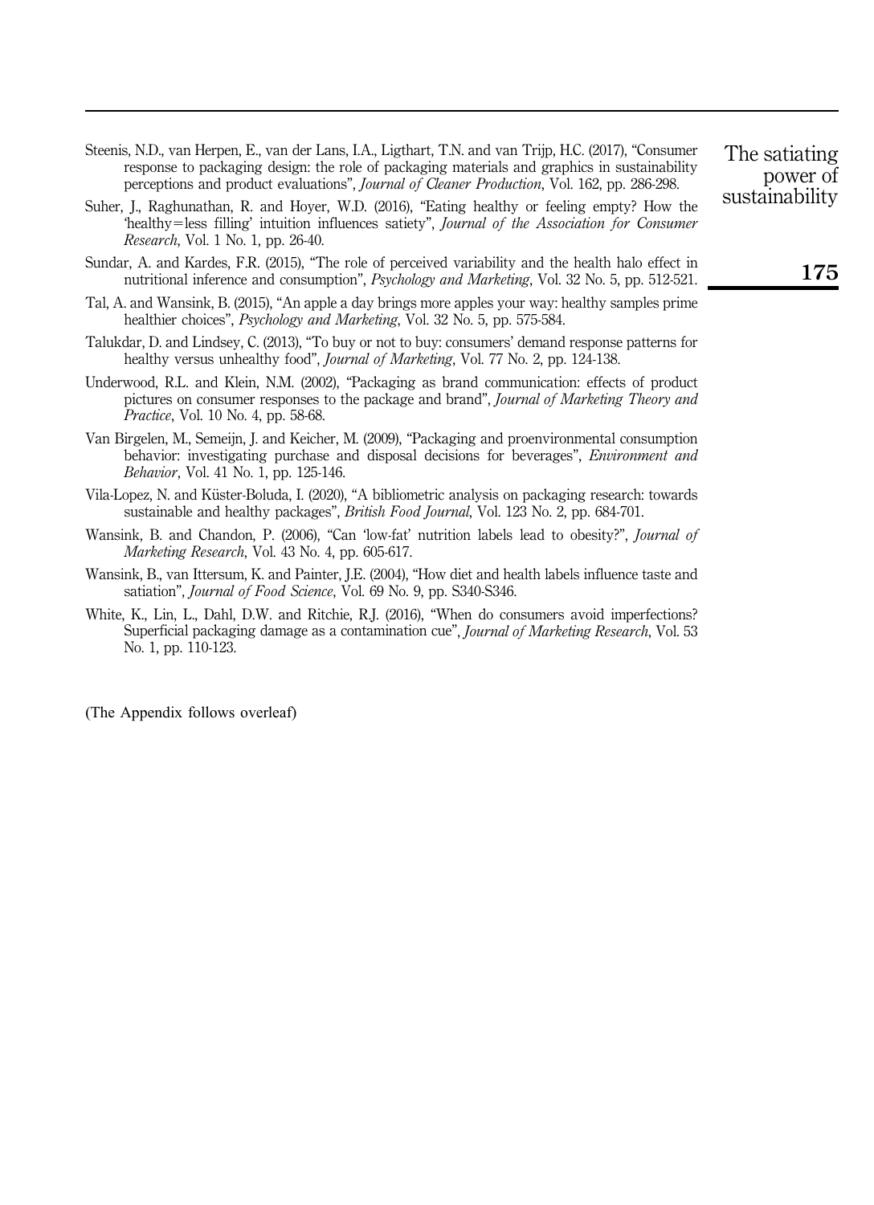Steenis, N.D., van Herpen, E., van der Lans, I.A., Ligthart, T.N. and van Trijp, H.C. (2017), "Consumer response to packaging design: the role of packaging materials and graphics in sustainability perceptions and product evaluations", *Journal of Cleaner Production*, Vol. 162, pp. 286-298.

Suher, J., Raghunathan, R. and Hoyer, W.D. (2016), "Eating healthy or feeling empty? How the 'healthy=less filling' intuition influences satiety", *Journal of the Association for Consumer Research*, Vol. 1 No. 1, pp. 26-40.

Sundar, A. and Kardes, F.R. (2015), "The role of perceived variability and the health halo effect in nutritional inference and consumption", *Psychology and Marketing*, Vol. 32 No. 5, pp. 512-521.

Tal, A. and Wansink, B. (2015), "An apple a day brings more apples your way: healthy samples prime healthier choices", *Psychology and Marketing*, Vol. 32 No. 5, pp. 575-584.

Talukdar, D. and Lindsey, C. (2013), "To buy or not to buy: consumers' demand response patterns for healthy versus unhealthy food", *Journal of Marketing*, Vol. 77 No. 2, pp. 124-138.

Underwood, R.L. and Klein, N.M. (2002), "Packaging as brand communication: effects of product pictures on consumer responses to the package and brand", *Journal of Marketing Theory and Practice*, Vol. 10 No. 4, pp. 58-68.

Van Birgelen, M., Semeijn, J. and Keicher, M. (2009), "Packaging and proenvironmental consumption behavior: investigating purchase and disposal decisions for beverages", *Environment and Behavior*, Vol. 41 No. 1, pp. 125-146.

Vila-Lopez, N. and Küster-Boluda, I. (2020), "A bibliometric analysis on packaging research: towards sustainable and healthy packages", *British Food Journal*, Vol. 123 No. 2, pp. 684-701.

Wansink, B. and Chandon, P. (2006), "Can 'low-fat' nutrition labels lead to obesity?", *Journal of Marketing Research*, Vol. 43 No. 4, pp. 605-617.

Wansink, B., van Ittersum, K. and Painter, J.E. (2004), "How diet and health labels influence taste and satiation", *Journal of Food Science*, Vol. 69 No. 9, pp. S340-S346.

White, K., Lin, L., Dahl, D.W. and Ritchie, R.J. (2016), "When do consumers avoid imperfections? Superficial packaging damage as a contamination cue", *Journal of Marketing Research*, Vol. 53 No. 1, pp. 110-123.

(The Appendix follows overleaf)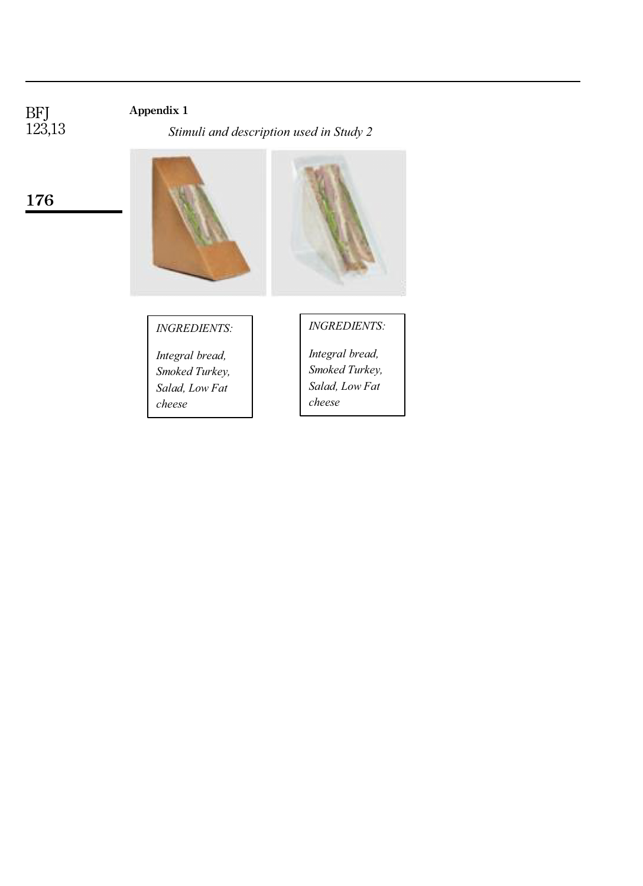**Appendix 1**

*Stimuli and description used in Study 2*

*INGREDIENTS:*

*Integral bread, Smoked Turkey, Salad, Low Fat cheese*

*INGREDIENTS:*

*Integral bread, Smoked Turkey, Salad, Low Fat cheese*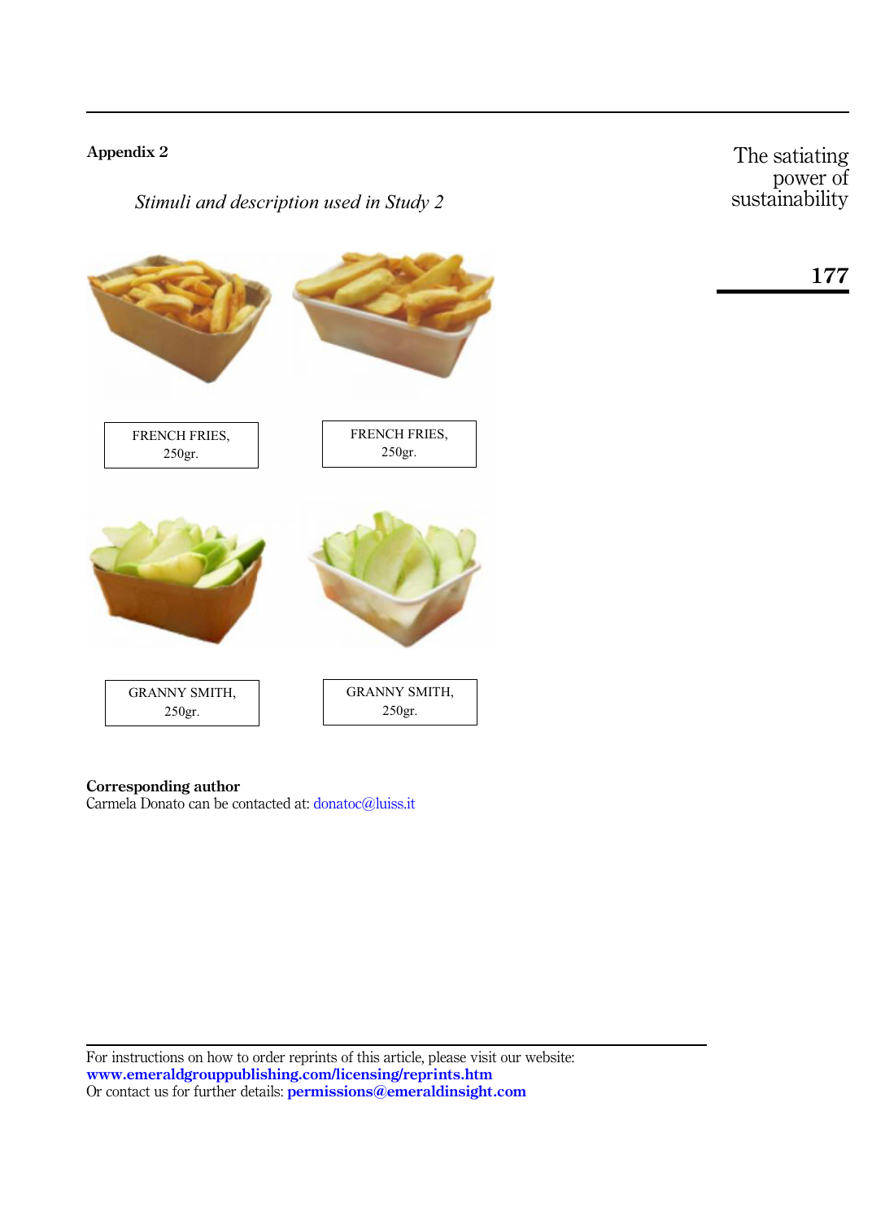## Appendix 2

*Stimuli and description used in Study 2*

FRENCH FRIES, 250gr.

FRENCH FRIES, 250gr.

GRANNY SMITH, 250gr.

GRANNY SMITH, 250gr.

**Corresponding author**
Carmela Donato can be contacted at: donatoc@luiss.it

For instructions on how to order reprints of this article, please visit our website:
**www.emeraldgrouppublishing.com/licensing/reprints.htm**
Or contact us for further details: **permissions@emeraldinsight.com**